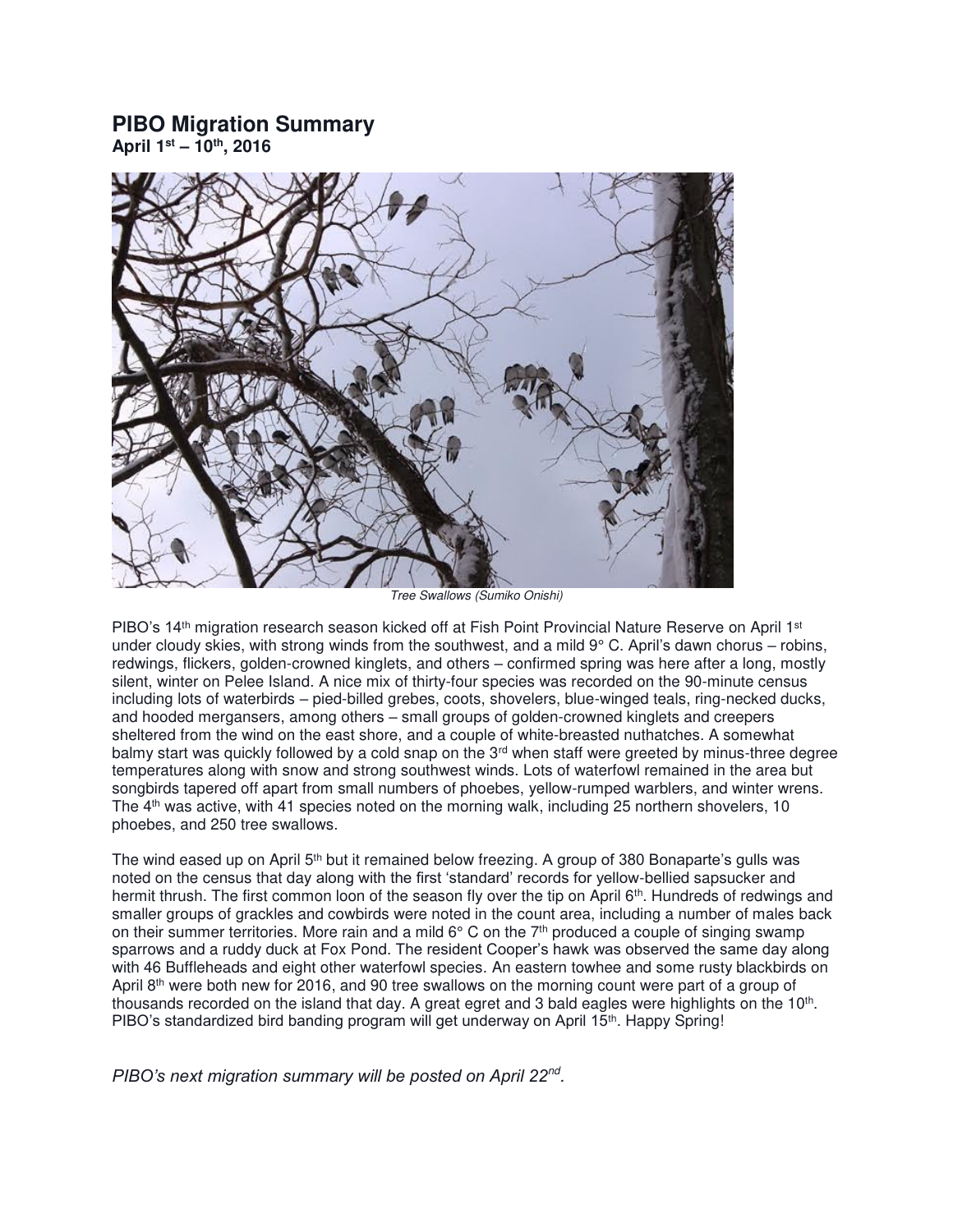# PIBO Migration Summary

**April 1st – 10th, 2016**

*Tree Swallows (Sumiko Onishi)*

PIBO's 14th migration research season kicked off at Fish Point Provincial Nature Reserve on April 1st under cloudy skies, with strong winds from the southwest, and a mild 9° C. April's dawn chorus – robins, redwings, flickers, golden-crowned kinglets, and others – confirmed spring was here after a long, mostly silent, winter on Pelee Island. A nice mix of thirty-four species was recorded on the 90-minute census including lots of waterbirds – pied-billed grebes, coots, shovelers, blue-winged teals, ring-necked ducks, and hooded mergansers, among others – small groups of golden-crowned kinglets and creepers sheltered from the wind on the east shore, and a couple of white-breasted nuthatches. A somewhat balmy start was quickly followed by a cold snap on the 3rd when staff were greeted by minus-three degree temperatures along with snow and strong southwest winds. Lots of waterfowl remained in the area but songbirds tapered off apart from small numbers of phoebes, yellow-rumped warblers, and winter wrens. The 4th was active, with 41 species noted on the morning walk, including 25 northern shovelers, 10 phoebes, and 250 tree swallows.

The wind eased up on April 5th but it remained below freezing. A group of 380 Bonaparte's gulls was noted on the census that day along with the first 'standard' records for yellow-bellied sapsucker and hermit thrush. The first common loon of the season fly over the tip on April 6th. Hundreds of redwings and smaller groups of grackles and cowbirds were noted in the count area, including a number of males back on their summer territories. More rain and a mild 6° C on the 7th produced a couple of singing swamp sparrows and a ruddy duck at Fox Pond. The resident Cooper's hawk was observed the same day along with 46 Buffleheads and eight other waterfowl species. An eastern towhee and some rusty blackbirds on April 8th were both new for 2016, and 90 tree swallows on the morning count were part of a group of thousands recorded on the island that day. A great egret and 3 bald eagles were highlights on the 10th. PIBO's standardized bird banding program will get underway on April 15th. Happy Spring!

*PIBO's next migration summary will be posted on April 22nd.*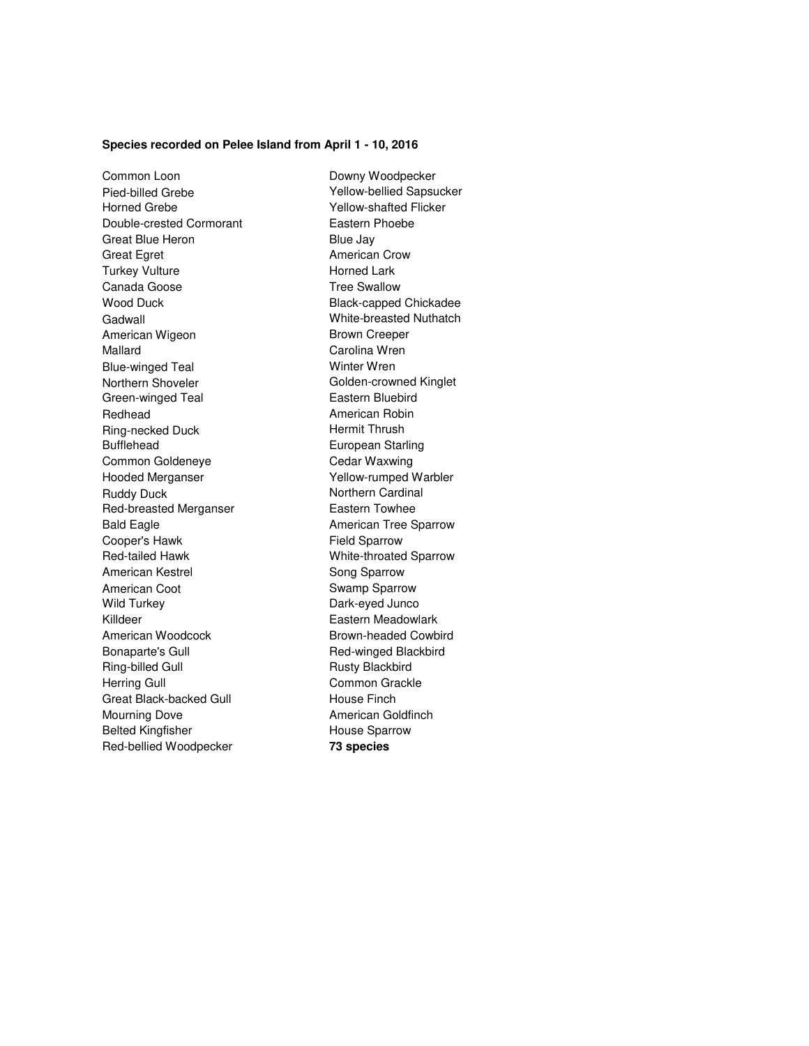**Species recorded on Pelee Island from April 1 - 10, 2016**

Common Loon
Pied-billed Grebe
Horned Grebe
Double-crested Cormorant
Great Blue Heron
Great Egret
Turkey Vulture
Canada Goose
Wood Duck
Gadwall
American Wigeon
Mallard
Blue-winged Teal
Northern Shoveler
Green-winged Teal
Redhead
Ring-necked Duck
Bufflehead
Common Goldeneye
Hooded Merganser
Ruddy Duck
Red-breasted Merganser
Bald Eagle
Cooper's Hawk
Red-tailed Hawk
American Kestrel
American Coot
Wild Turkey
Killdeer
American Woodcock
Bonaparte's Gull
Ring-billed Gull
Herring Gull
Great Black-backed Gull
Mourning Dove
Belted Kingfisher
Red-bellied Woodpecker
Downy Woodpecker
Yellow-bellied Sapsucker
Yellow-shafted Flicker
Eastern Phoebe
Blue Jay
American Crow
Horned Lark
Tree Swallow
Black-capped Chickadee
White-breasted Nuthatch
Brown Creeper
Carolina Wren
Winter Wren
Golden-crowned Kinglet
Eastern Bluebird
American Robin
Hermit Thrush
European Starling
Cedar Waxwing
Yellow-rumped Warbler
Northern Cardinal
Eastern Towhee
American Tree Sparrow
Field Sparrow
White-throated Sparrow
Song Sparrow
Swamp Sparrow
Dark-eyed Junco
Eastern Meadowlark
Brown-headed Cowbird
Red-winged Blackbird
Rusty Blackbird
Common Grackle
House Finch
American Goldfinch
House Sparrow

**73 species**